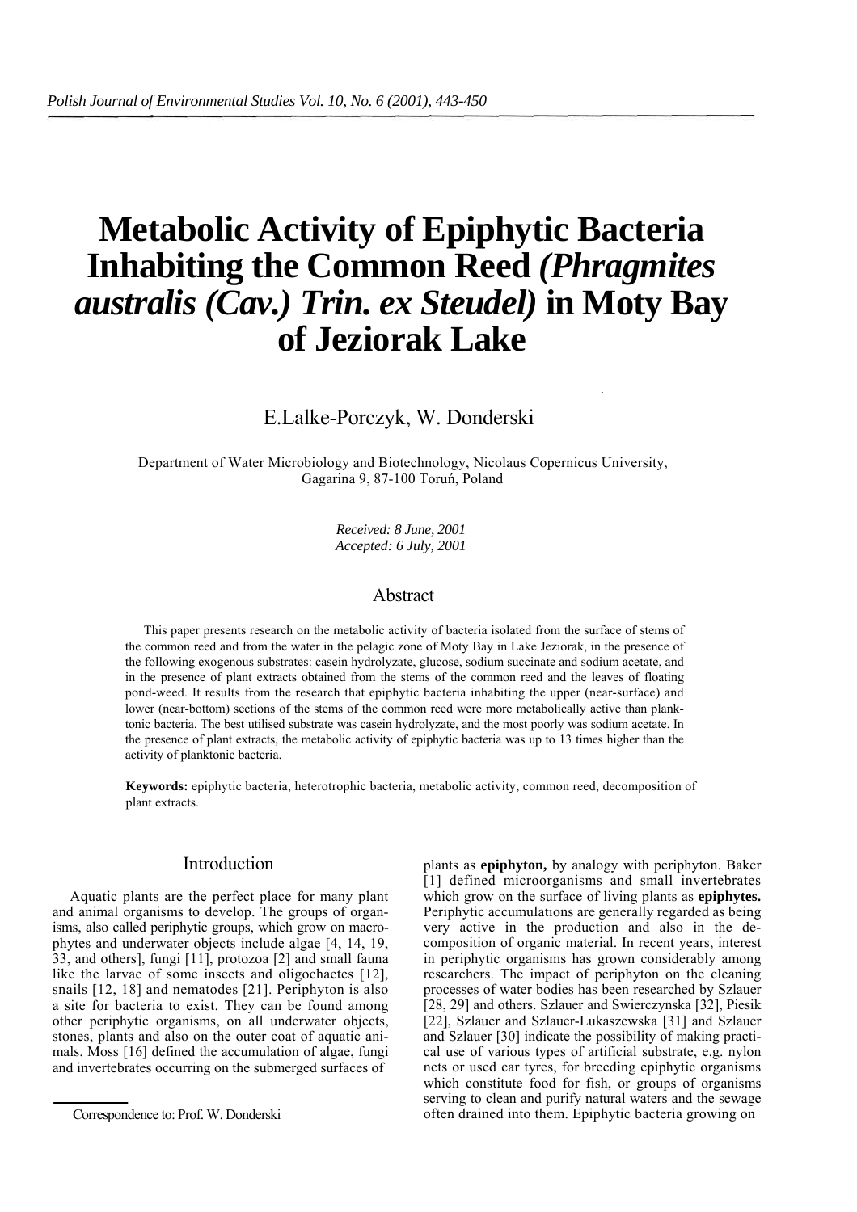# Metabolic Activity of Epiphytic Bacteria Inhabiting the Common Reed *(Phragmites australis (Cav.) Trin. ex Steudel)* in Moty Bay of Jeziorak Lake

E.Lalke-Porczyk, W. Donderski

Department of Water Microbiology and Biotechnology, Nicolaus Copernicus University, Gagarina 9, 87-100 Toruń, Poland

*Received: 8 June, 2001*
*Accepted: 6 July, 2001*

## Abstract

This paper presents research on the metabolic activity of bacteria isolated from the surface of stems of the common reed and from the water in the pelagic zone of Moty Bay in Lake Jeziorak, in the presence of the following exogenous substrates: casein hydrolyzate, glucose, sodium succinate and sodium acetate, and in the presence of plant extracts obtained from the stems of the common reed and the leaves of floating pond-weed. It results from the research that epiphytic bacteria inhabiting the upper (near-surface) and lower (near-bottom) sections of the stems of the common reed were more metabolically active than planktonic bacteria. The best utilised substrate was casein hydrolyzate, and the most poorly was sodium acetate. In the presence of plant extracts, the metabolic activity of epiphytic bacteria was up to 13 times higher than the activity of planktonic bacteria.

**Keywords:** epiphytic bacteria, heterotrophic bacteria, metabolic activity, common reed, decomposition of plant extracts.

## Introduction

Aquatic plants are the perfect place for many plant and animal organisms to develop. The groups of organisms, also called periphytic groups, which grow on macrophytes and underwater objects include algae [4, 14, 19, 33, and others], fungi [11], protozoa [2] and small fauna like the larvae of some insects and oligochaetes [12], snails [12, 18] and nematodes [21]. Periphyton is also a site for bacteria to exist. They can be found among other periphytic organisms, on all underwater objects, stones, plants and also on the outer coat of aquatic animals. Moss [16] defined the accumulation of algae, fungi and invertebrates occurring on the submerged surfaces of plants as **epiphyton,** by analogy with periphyton. Baker [1] defined microorganisms and small invertebrates which grow on the surface of living plants as **epiphytes.** Periphytic accumulations are generally regarded as being very active in the production and also in the decomposition of organic material. In recent years, interest in periphytic organisms has grown considerably among researchers. The impact of periphyton on the cleaning processes of water bodies has been researched by Szlauer [28, 29] and others. Szlauer and Swierczynska [32], Piesik [22], Szlauer and Szlauer-Lukaszewska [31] and Szlauer and Szlauer [30] indicate the possibility of making practical use of various types of artificial substrate, e.g. nylon nets or used car tyres, for breeding epiphytic organisms which constitute food for fish, or groups of organisms serving to clean and purify natural waters and the sewage often drained into them. Epiphytic bacteria growing on

Correspondence to: Prof. W. Donderski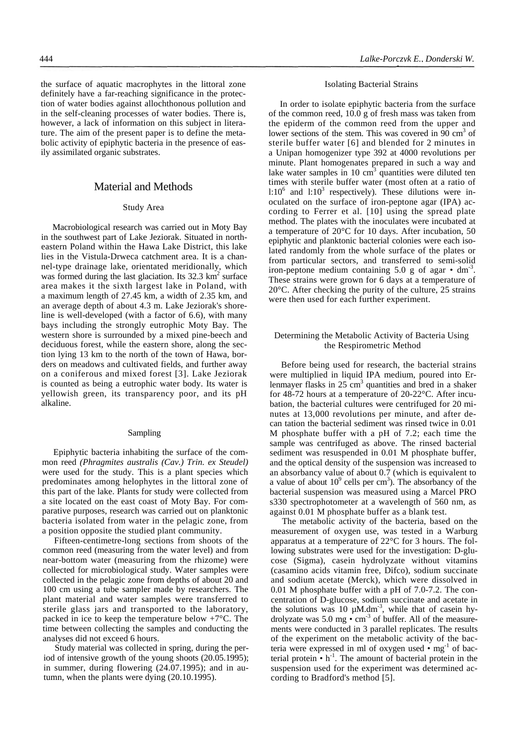the surface of aquatic macrophytes in the littoral zone definitely have a far-reaching significance in the protection of water bodies against allochthonous pollution and in the self-cleaning processes of water bodies. There is, however, a lack of information on this subject in literature. The aim of the present paper is to define the metabolic activity of epiphytic bacteria in the presence of easily assimilated organic substrates.

## Material and Methods

### Study Area

Macrobiological research was carried out in Moty Bay in the southwest part of Lake Jeziorak. Situated in northeastern Poland within the Hawa Lake District, this lake lies in the Vistula-Drweca catchment area. It is a channel-type drainage lake, orientated meridionally, which was formed during the last glaciation. Its 32.3 $km^2$ surface area makes it the sixth largest lake in Poland, with a maximum length of 27.45 km, a width of 2.35 km, and an average depth of about 4.3 m. Lake Jeziorak's shoreline is well-developed (with a factor of 6.6), with many bays including the strongly eutrophic Moty Bay. The western shore is surrounded by a mixed pine-beech and deciduous forest, while the eastern shore, along the section lying 13 km to the north of the town of Hawa, borders on meadows and cultivated fields, and further away on a coniferous and mixed forest [3]. Lake Jeziorak is counted as being a eutrophic water body. Its water is yellowish green, its transparency poor, and its pH alkaline.

### Sampling

Epiphytic bacteria inhabiting the surface of the common reed *(Phragmites australis (Cav.) Trin. ex Steudel)* were used for the study. This is a plant species which predominates among helophytes in the littoral zone of this part of the lake. Plants for study were collected from a site located on the east coast of Moty Bay. For comparative purposes, research was carried out on planktonic bacteria isolated from water in the pelagic zone, from a position opposite the studied plant community.

Fifteen-centimetre-long sections from shoots of the common reed (measuring from the water level) and from near-bottom water (measuring from the rhizome) were collected for microbiological study. Water samples were collected in the pelagic zone from depths of about 20 and 100 cm using a tube sampler made by researchers. The plant material and water samples were transferred to sterile glass jars and transported to the laboratory, packed in ice to keep the temperature below +7°C. The time between collecting the samples and conducting the analyses did not exceed 6 hours.

Study material was collected in spring, during the period of intensive growth of the young shoots (20.05.1995); in summer, during flowering (24.07.1995); and in autumn, when the plants were dying (20.10.1995).

### Isolating Bacterial Strains

In order to isolate epiphytic bacteria from the surface of the common reed, 10.0 g of fresh mass was taken from the epiderm of the common reed from the upper and lower sections of the stem. This was covered in 90 $cm^3$ of sterile buffer water [6] and blended for 2 minutes in a Unipan homogenizer type 392 at 4000 revolutions per minute. Plant homogenates prepared in such a way and lake water samples in 10 $cm^3$ quantities were diluted ten times with sterile buffer water (most often at a ratio of $1:10^6$ and $1:10^3$ respectively). These dilutions were inoculated on the surface of iron-peptone agar (IPA) according to Ferrer et al. [10] using the spread plate method. The plates with the inoculates were incubated at a temperature of 20°C for 10 days. After incubation, 50 epiphytic and planktonic bacterial colonies were each isolated randomly from the whole surface of the plates or from particular sectors, and transferred to semi-solid iron-peptone medium containing 5.0 g of agar • $dm^{-3}$. These strains were grown for 6 days at a temperature of 20°C. After checking the purity of the culture, 25 strains were then used for each further experiment.

### Determining the Metabolic Activity of Bacteria Using the Respirometric Method

Before being used for research, the bacterial strains were multiplied in liquid IPA medium, poured into Erlenmayer flasks in 25 $cm^3$ quantities and bred in a shaker for 48-72 hours at a temperature of 20-22°C. After incubation, the bacterial cultures were centrifuged for 20 minutes at 13,000 revolutions per minute, and after decan tation the bacterial sediment was rinsed twice in 0.01 M phosphate buffer with a pH of 7.2; each time the sample was centrifuged as above. The rinsed bacterial sediment was resuspended in 0.01 M phosphate buffer, and the optical density of the suspension was increased to an absorbancy value of about 0.7 (which is equivalent to a value of about $10^9$ cells per $cm^3$). The absorbancy of the bacterial suspension was measured using a Marcel PRO s330 spectrophotometer at a wavelength of 560 nm, as against 0.01 M phosphate buffer as a blank test.

The metabolic activity of the bacteria, based on the measurement of oxygen use, was tested in a Warburg apparatus at a temperature of 22°C for 3 hours. The following substrates were used for the investigation: D-glucose (Sigma), casein hydrolyzate without vitamins (casamino acids vitamin free, Difco), sodium succinate and sodium acetate (Merck), which were dissolved in 0.01 M phosphate buffer with a pH of 7.0-7.2. The concentration of D-glucose, sodium succinate and acetate in the solutions was 10 $\mu M.dm^{-3}$, while that of casein hydrolyzate was 5.0 mg • $cm^{-3}$ of buffer. All of the measurements were conducted in 3 parallel replicates. The results of the experiment on the metabolic activity of the bacteria were expressed in ml of oxygen used • $mg^{-1}$ of bacterial protein • $h^{-1}$. The amount of bacterial protein in the suspension used for the experiment was determined according to Bradford's method [5].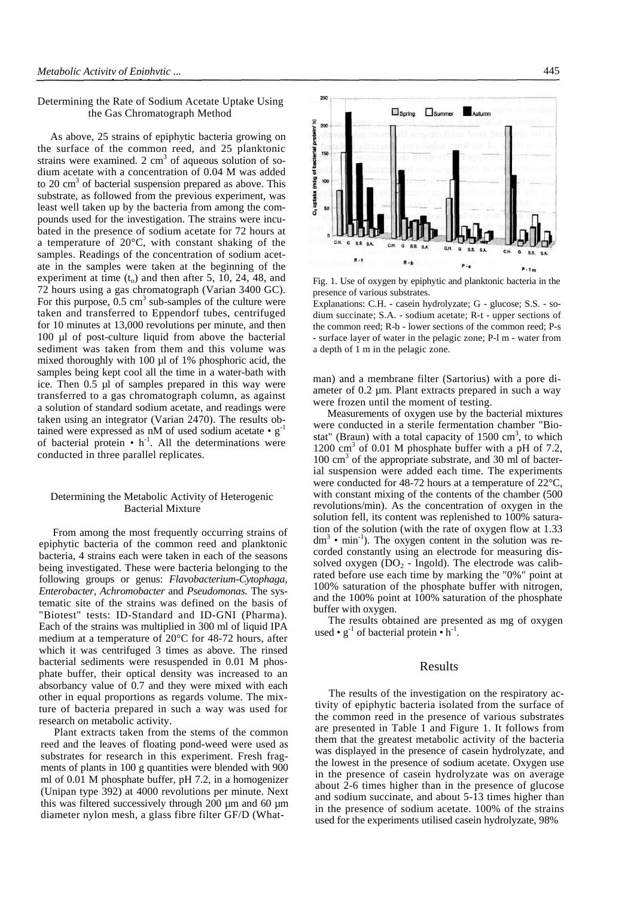### Determining the Rate of Sodium Acetate Uptake Using the Gas Chromatograph Method

As above, 25 strains of epiphytic bacteria growing on the surface of the common reed, and 25 planktonic strains were examined. 2 $cm^3$ of aqueous solution of sodium acetate with a concentration of 0.04 M was added to 20 $cm^3$ of bacterial suspension prepared as above. This substrate, as followed from the previous experiment, was least well taken up by the bacteria from among the compounds used for the investigation. The strains were incubated in the presence of sodium acetate for 72 hours at a temperature of 20°C, with constant shaking of the samples. Readings of the concentration of sodium acetate in the samples were taken at the beginning of the experiment at time ($t_o$) and then after 5, 10, 24, 48, and 72 hours using a gas chromatograph (Varian 3400 GC). For this purpose, 0.5 $cm^3$ sub-samples of the culture were taken and transferred to Eppendorf tubes, centrifuged for 10 minutes at 13,000 revolutions per minute, and then 100 µl of post-culture liquid from above the bacterial sediment was taken from them and this volume was mixed thoroughly with 100 µl of 1% phosphoric acid, the samples being kept cool all the time in a water-bath with ice. Then 0.5 µl of samples prepared in this way were transferred to a gas chromatograph column, as against a solution of standard sodium acetate, and readings were taken using an integrator (Varian 2470). The results obtained were expressed as nM of used sodium acetate • $g^{-1}$ of bacterial protein • $h^{-1}$. All the determinations were conducted in three parallel replicates.

### Determining the Metabolic Activity of Heterogenic Bacterial Mixture

From among the most frequently occurring strains of epiphytic bacteria of the common reed and planktonic bacteria, 4 strains each were taken in each of the seasons being investigated. These were bacteria belonging to the following groups or genus: *Flavobacterium-Cytophaga, Enterobacter, Achromobacter* and *Pseudomonas.* The systematic site of the strains was defined on the basis of "Biotest" tests: ID-Standard and ID-GNI (Pharma). Each of the strains was multiplied in 300 ml of liquid IPA medium at a temperature of 20°C for 48-72 hours, after which it was centrifuged 3 times as above. The rinsed bacterial sediments were resuspended in 0.01 M phosphate buffer, their optical density was increased to an absorbancy value of 0.7 and they were mixed with each other in equal proportions as regards volume. The mixture of bacteria prepared in such a way was used for research on metabolic activity.

Plant extracts taken from the stems of the common reed and the leaves of floating pond-weed were used as substrates for research in this experiment. Fresh fragments of plants in 100 g quantities were blended with 900 ml of 0.01 M phosphate buffer, pH 7.2, in a homogenizer (Unipan type 392) at 4000 revolutions per minute. Next this was filtered successively through 200 µm and 60 µm diameter nylon mesh, a glass fibre filter GF/D (Whatman) and a membrane filter (Sartorius) with a pore diameter of 0.2 µm. Plant extracts prepared in such a way were frozen until the moment of testing.

250
200
150
100
50
0
$O_2$ uptake (mlg of bacterial protein$^1$ h)
Spring
Summer
Autumn
C.H. G S.S. S.A.
C.H. G S.S. S.A.
C.H. G S.S. S.A.
C.H. G S.S. S.A.
R-t
R-b
P-s
P-1 m

Fig. 1. Use of oxygen by epiphytic and planktonic bacteria in the presence of various substrates.

Explanations: C.H. - casein hydrolyzate; G - glucose; S.S. - sodium succinate; S.A. - sodium acetate; R-t - upper sections of the common reed; R-b - lower sections of the common reed; P-s - surface layer of water in the pelagic zone; P-l m - water from a depth of 1 m in the pelagic zone.

Measurements of oxygen use by the bacterial mixtures were conducted in a sterile fermentation chamber "Biostat" (Braun) with a total capacity of 1500 $cm^3$, to which 1200 $cm^3$ of 0.01 M phosphate buffer with a pH of 7.2, 100 $cm^3$ of the appropriate substrate, and 30 ml of bacterial suspension were added each time. The experiments were conducted for 48-72 hours at a temperature of 22°C, with constant mixing of the contents of the chamber (500 revolutions/min). As the concentration of oxygen in the solution fell, its content was replenished to 100% saturation of the solution (with the rate of oxygen flow at 1.33 $dm^3$ • $min^{-1}$). The oxygen content in the solution was recorded constantly using an electrode for measuring dissolved oxygen ($DO_2$ - Ingold). The electrode was calibrated before use each time by marking the "0%" point at 100% saturation of the phosphate buffer with nitrogen, and the 100% point at 100% saturation of the phosphate buffer with oxygen.

The results obtained are presented as mg of oxygen used • $g^{-1}$ of bacterial protein • $h^{-1}$.

## Results

The results of the investigation on the respiratory activity of epiphytic bacteria isolated from the surface of the common reed in the presence of various substrates are presented in Table 1 and Figure 1. It follows from them that the greatest metabolic activity of the bacteria was displayed in the presence of casein hydrolyzate, and the lowest in the presence of sodium acetate. Oxygen use in the presence of casein hydrolyzate was on average about 2-6 times higher than in the presence of glucose and sodium succinate, and about 5-13 times higher than in the presence of sodium acetate. 100% of the strains used for the experiments utilised casein hydrolyzate, 98%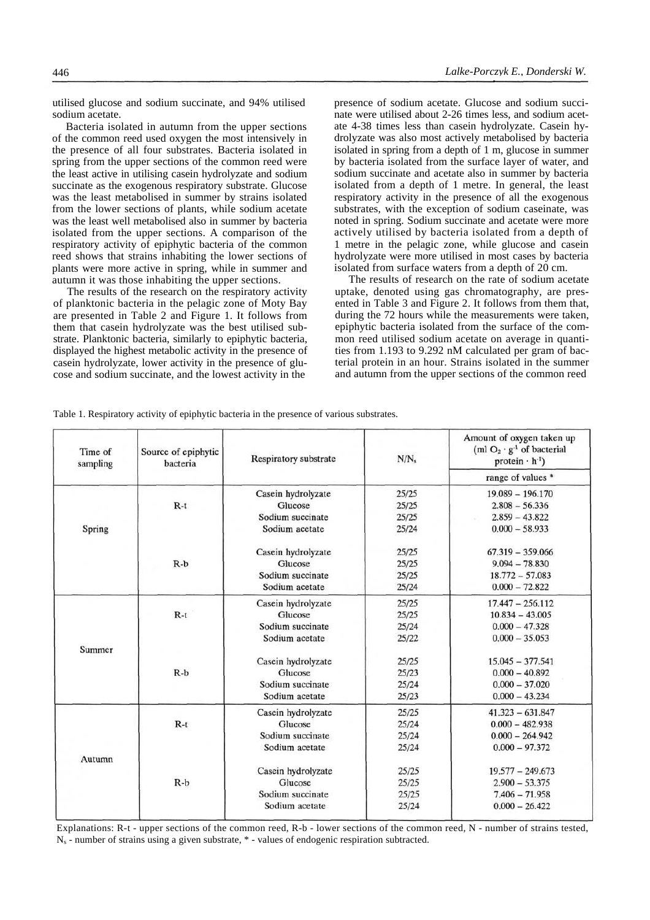utilised glucose and sodium succinate, and 94% utilised sodium acetate.

Bacteria isolated in autumn from the upper sections of the common reed used oxygen the most intensively in the presence of all four substrates. Bacteria isolated in spring from the upper sections of the common reed were the least active in utilising casein hydrolyzate and sodium succinate as the exogenous respiratory substrate. Glucose was the least metabolised in summer by strains isolated from the lower sections of plants, while sodium acetate was the least well metabolised also in summer by bacteria isolated from the upper sections. A comparison of the respiratory activity of epiphytic bacteria of the common reed shows that strains inhabiting the lower sections of plants were more active in spring, while in summer and autumn it was those inhabiting the upper sections.

The results of the research on the respiratory activity of planktonic bacteria in the pelagic zone of Moty Bay are presented in Table 2 and Figure 1. It follows from them that casein hydrolyzate was the best utilised substrate. Planktonic bacteria, similarly to epiphytic bacteria, displayed the highest metabolic activity in the presence of casein hydrolyzate, lower activity in the presence of glucose and sodium succinate, and the lowest activity in the presence of sodium acetate. Glucose and sodium succinate were utilised about 2-26 times less, and sodium acetate 4-38 times less than casein hydrolyzate. Casein hydrolyzate was also most actively metabolised by bacteria isolated in spring from a depth of 1 m, glucose in summer by bacteria isolated from the surface layer of water, and sodium succinate and acetate also in summer by bacteria isolated from a depth of 1 metre. In general, the least respiratory activity in the presence of all the exogenous substrates, with the exception of sodium caseinate, was noted in spring. Sodium succinate and acetate were more actively utilised by bacteria isolated from a depth of 1 metre in the pelagic zone, while glucose and casein hydrolyzate were more utilised in most cases by bacteria isolated from surface waters from a depth of 20 cm.

The results of research on the rate of sodium acetate uptake, denoted using gas chromatography, are presented in Table 3 and Figure 2. It follows from them that, during the 72 hours while the measurements were taken, epiphytic bacteria isolated from the surface of the common reed utilised sodium acetate on average in quantities from 1.193 to 9.292 nM calculated per gram of bacterial protein in an hour. Strains isolated in the summer and autumn from the upper sections of the common reed

Table 1. Respiratory activity of epiphytic bacteria in the presence of various substrates.

| Time of sampling | Source of epiphytic bacteria | Respiratory substrate | $N/N_s$ | Amount of oxygen taken up (ml $O_2 \cdot g^{-1}$ of bacterial protein $\cdot h^{-1}$) range of values * |
|---|---|---|---|---|
| Spring | R-t | Casein hydrolyzate | 25/25 | 19.089 – 196.170 |
| | | Glucose | 25/25 | 2.808 – 56.336 |
| | | Sodium succinate | 25/25 | 2.859 – 43.822 |
| | | Sodium acetate | 25/24 | 0.000 – 58.933 |
| | R-b | Casein hydrolyzate | 25/25 | 67.319 – 359.066 |
| | | Glucose | 25/25 | 9.094 – 78.830 |
| | | Sodium succinate | 25/25 | 18.772 – 57.083 |
| | | Sodium acetate | 25/24 | 0.000 – 72.822 |
| Summer | R-t | Casein hydrolyzate | 25/25 | 17.447 – 256.112 |
| | | Glucose | 25/25 | 10.834 – 43.005 |
| | | Sodium succinate | 25/24 | 0.000 – 47.328 |
| | | Sodium acetate | 25/22 | 0.000 – 35.053 |
| | R-b | Casein hydrolyzate | 25/25 | 15.045 – 377.541 |
| | | Glucose | 25/23 | 0.000 – 40.892 |
| | | Sodium succinate | 25/24 | 0.000 – 37.020 |
| | | Sodium acetate | 25/23 | 0.000 – 43.234 |
| Autumn | R-t | Casein hydrolyzate | 25/25 | 41.323 – 631.847 |
| | | Glucose | 25/24 | 0.000 – 482.938 |
| | | Sodium succinate | 25/24 | 0.000 – 264.942 |
| | | Sodium acetate | 25/24 | 0.000 – 97.372 |
| | R-b | Casein hydrolyzate | 25/25 | 19.577 – 249.673 |
| | | Glucose | 25/25 | 2.900 – 53.375 |
| | | Sodium succinate | 25/25 | 7.406 – 71.958 |
| | | Sodium acetate | 25/24 | 0.000 – 26.422 |

Explanations: R-t - upper sections of the common reed, R-b - lower sections of the common reed, N - number of strains tested, $N_s$ - number of strains using a given substrate, * - values of endogenic respiration subtracted.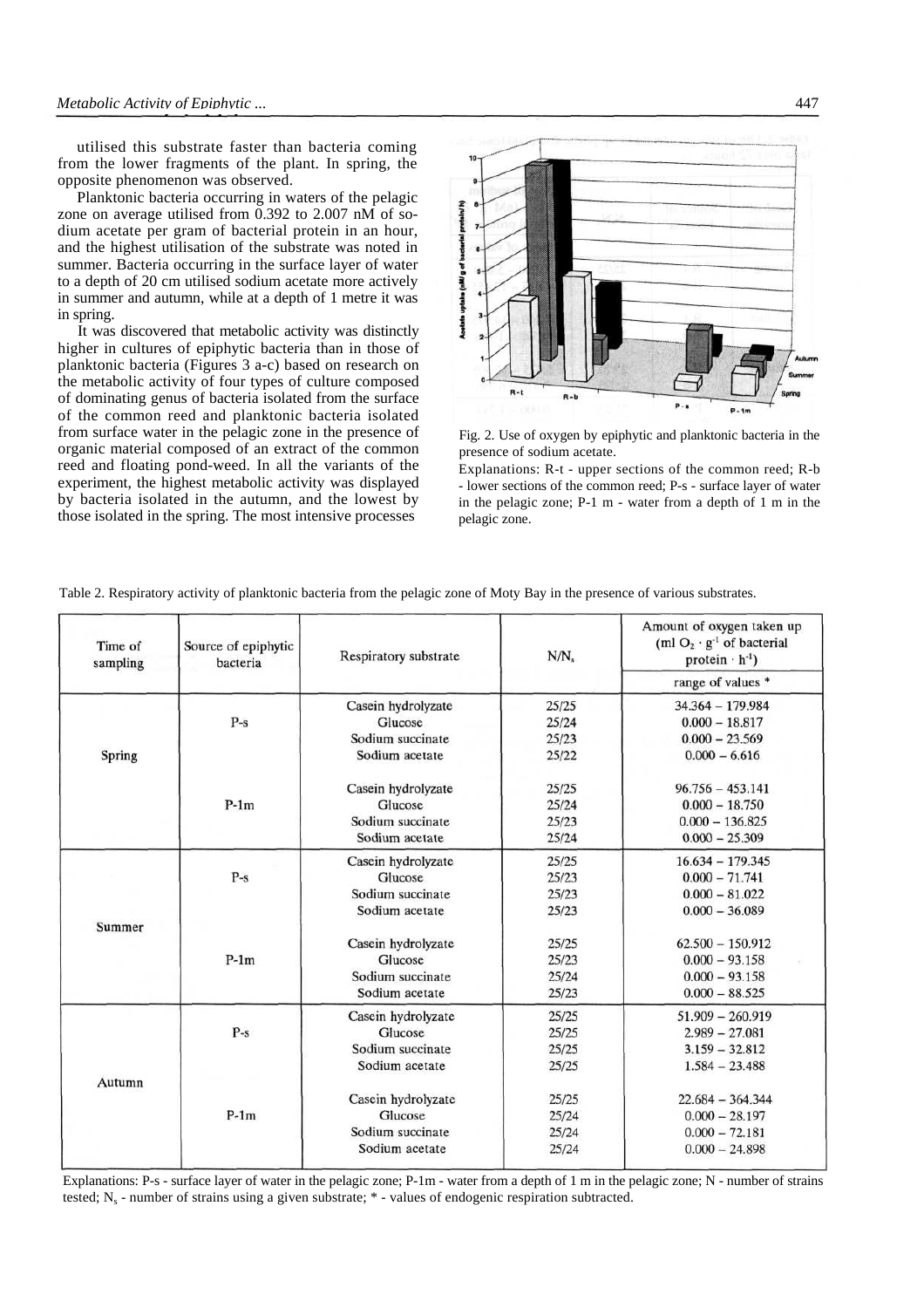utilised this substrate faster than bacteria coming from the lower fragments of the plant. In spring, the opposite phenomenon was observed.

Planktonic bacteria occurring in waters of the pelagic zone on average utilised from 0.392 to 2.007 nM of sodium acetate per gram of bacterial protein in an hour, and the highest utilisation of the substrate was noted in summer. Bacteria occurring in the surface layer of water to a depth of 20 cm utilised sodium acetate more actively in summer and autumn, while at a depth of 1 metre it was in spring.

It was discovered that metabolic activity was distinctly higher in cultures of epiphytic bacteria than in those of planktonic bacteria (Figures 3 a-c) based on research on the metabolic activity of four types of culture composed of dominating genus of bacteria isolated from the surface of the common reed and planktonic bacteria isolated from surface water in the pelagic zone in the presence of organic material composed of an extract of the common reed and floating pond-weed. In all the variants of the experiment, the highest metabolic activity was displayed by bacteria isolated in the autumn, and the lowest by those isolated in the spring. The most intensive processes

Acetate uptake (nM/ g of bacterial protein/ h)

10
9
8
7
6
5
4
3
2
1
0

R-t
R-b
P-s
P-1m

Autumn
Summer
Spring

Fig. 2. Use of oxygen by epiphytic and planktonic bacteria in the presence of sodium acetate.

Explanations: R-t - upper sections of the common reed; R-b - lower sections of the common reed; P-s - surface layer of water in the pelagic zone; P-1 m - water from a depth of 1 m in the pelagic zone.

Table 2. Respiratory activity of planktonic bacteria from the pelagic zone of Moty Bay in the presence of various substrates.

| Time of sampling | Source of epiphytic bacteria | Respiratory substrate | $N/N_s$ | Amount of oxygen taken up (ml $O_2 \cdot g^{-1}$ of bacterial protein $\cdot h^{-1}$) range of values * |
|---|---|---|---|---|
| Spring | P-s | Casein hydrolyzate | 25/25 | 34.364 – 179.984 |
| | | Glucose | 25/24 | 0.000 – 18.817 |
| | | Sodium succinate | 25/23 | 0.000 – 23.569 |
| | | Sodium acetate | 25/22 | 0.000 – 6.616 |
| | P-1m | Casein hydrolyzate | 25/25 | 96.756 – 453.141 |
| | | Glucose | 25/24 | 0.000 – 18.750 |
| | | Sodium succinate | 25/23 | 0.000 – 136.825 |
| | | Sodium acetate | 25/24 | 0.000 – 25.309 |
| Summer | P-s | Casein hydrolyzate | 25/25 | 16.634 – 179.345 |
| | | Glucose | 25/23 | 0.000 – 71.741 |
| | | Sodium succinate | 25/23 | 0.000 – 81.022 |
| | | Sodium acetate | 25/23 | 0.000 – 36.089 |
| | P-1m | Casein hydrolyzate | 25/25 | 62.500 – 150.912 |
| | | Glucose | 25/23 | 0.000 – 93.158 |
| | | Sodium succinate | 25/24 | 0.000 – 93.158 |
| | | Sodium acetate | 25/23 | 0.000 – 88.525 |
| Autumn | P-s | Casein hydrolyzate | 25/25 | 51.909 – 260.919 |
| | | Glucose | 25/25 | 2.989 – 27.081 |
| | | Sodium succinate | 25/25 | 3.159 – 32.812 |
| | | Sodium acetate | 25/25 | 1.584 – 23.488 |
| | P-1m | Casein hydrolyzate | 25/25 | 22.684 – 364.344 |
| | | Glucose | 25/24 | 0.000 – 28.197 |
| | | Sodium succinate | 25/24 | 0.000 – 72.181 |
| | | Sodium acetate | 25/24 | 0.000 – 24.898 |

Explanations: P-s - surface layer of water in the pelagic zone; P-1m - water from a depth of 1 m in the pelagic zone; N - number of strains tested; $N_s$ - number of strains using a given substrate; * - values of endogenic respiration subtracted.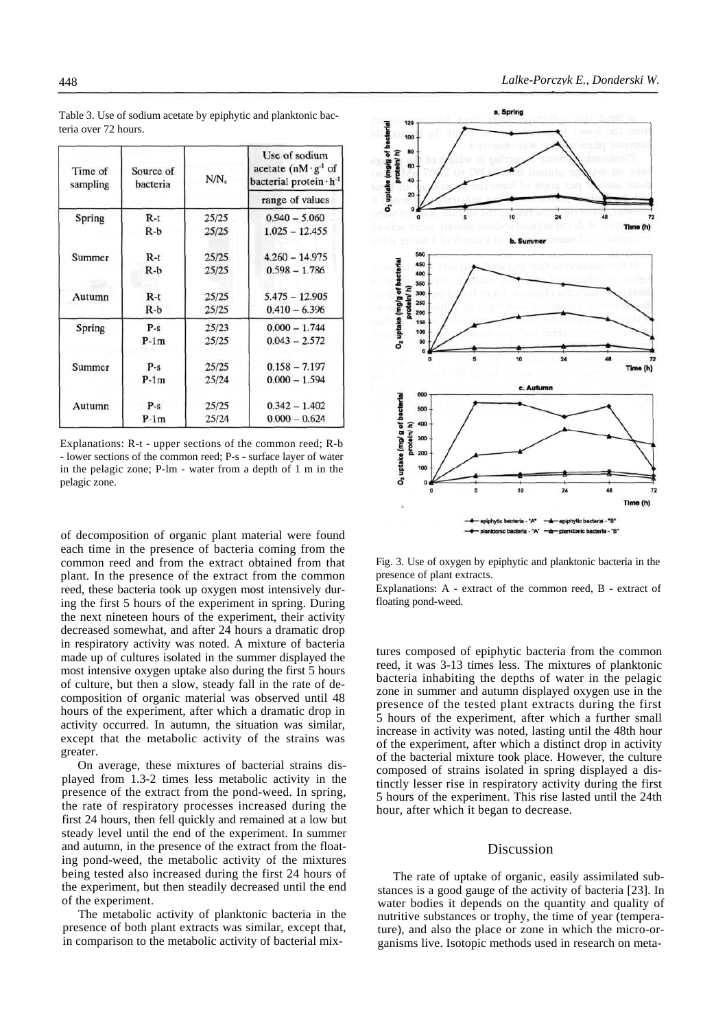Table 3. Use of sodium acetate by epiphytic and planktonic bacteria over 72 hours.

| Time of sampling | Source of bacteria | $N/N_s$ | Use of sodium acetate ($nM \cdot g^{-1}$ of bacterial protein $\cdot h^{-1}$) range of values |
|---|---|---|---|
| Spring | R-t | 25/25 | 0.940 – 5.060 |
| | R-b | 25/25 | 1.025 – 12.455 |
| Summer | R-t | 25/25 | 4.260 – 14.975 |
| | R-b | 25/25 | 0.598 – 1.786 |
| Autumn | R-t | 25/25 | 5.475 – 12.905 |
| | R-b | 25/25 | 0.410 – 6.396 |
| Spring | P-s | 25/23 | 0.000 – 1.744 |
| | P-1m | 25/25 | 0.043 – 2.572 |
| Summer | P-s | 25/25 | 0.158 – 7.197 |
| | P-1m | 25/24 | 0.000 – 1.594 |
| Autumn | P-s | 25/25 | 0.342 – 1.402 |
| | P-1m | 25/24 | 0.000 – 0.624 |

Explanations: R-t - upper sections of the common reed; R-b - lower sections of the common reed; P-s - surface layer of water in the pelagic zone; P-lm - water from a depth of 1 m in the pelagic zone.

of decomposition of organic plant material were found each time in the presence of bacteria coming from the common reed and from the extract obtained from that plant. In the presence of the extract from the common reed, these bacteria took up oxygen most intensively during the first 5 hours of the experiment in spring. During the next nineteen hours of the experiment, their activity decreased somewhat, and after 24 hours a dramatic drop in respiratory activity was noted. A mixture of bacteria made up of cultures isolated in the summer displayed the most intensive oxygen uptake also during the first 5 hours of culture, but then a slow, steady fall in the rate of decomposition of organic material was observed until 48 hours of the experiment, after which a dramatic drop in activity occurred. In autumn, the situation was similar, except that the metabolic activity of the strains was greater.

On average, these mixtures of bacterial strains displayed from 1.3-2 times less metabolic activity in the presence of the extract from the pond-weed. In spring, the rate of respiratory processes increased during the first 24 hours, then fell quickly and remained at a low but steady level until the end of the experiment. In summer and autumn, in the presence of the extract from the floating pond-weed, the metabolic activity of the mixtures being tested also increased during the first 24 hours of the experiment, but then steadily decreased until the end of the experiment.

The metabolic activity of planktonic bacteria in the presence of both plant extracts was similar, except that, in comparison to the metabolic activity of bacterial mixtures composed of epiphytic bacteria from the common reed, it was 3-13 times less. The mixtures of planktonic bacteria inhabiting the depths of water in the pelagic zone in summer and autumn displayed oxygen use in the presence of the tested plant extracts during the first 5 hours of the experiment, after which a further small increase in activity was noted, lasting until the 48th hour of the experiment, after which a distinct drop in activity of the bacterial mixture took place. However, the culture composed of strains isolated in spring displayed a distinctly lesser rise in respiratory activity during the first 5 hours of the experiment. This rise lasted until the 24th hour, after which it began to decrease.

a. Spring
$O_2$ uptake (mg/g of bacterial protein/ h)
120
100
80
60
40
20
0
0 5 10 24 48 72
Time (h)

b. Summer
$O_2$ uptake (mg/g of bacterial protein/ h)
500
450
400
350
300
250
200
150
100
50
0
0 5 10 24 48 72
Time (h)

c. Autumn
$O_2$ uptake (mg/ g of bacterial protein/ h)
600
500
400
300
200
100
0
0 5 10 24 48 72
Time (h)

epiphytic bacteria - "A"
epiphytic bacteria - "B"
planktonic bacteria - "A"
planktonic bacteria - "B"

Fig. 3. Use of oxygen by epiphytic and planktonic bacteria in the presence of plant extracts.

Explanations: A - extract of the common reed, B - extract of floating pond-weed.

## Discussion

The rate of uptake of organic, easily assimilated substances is a good gauge of the activity of bacteria [23]. In water bodies it depends on the quantity and quality of nutritive substances or trophy, the time of year (temperature), and also the place or zone in which the micro-organisms live. Isotopic methods used in research on meta-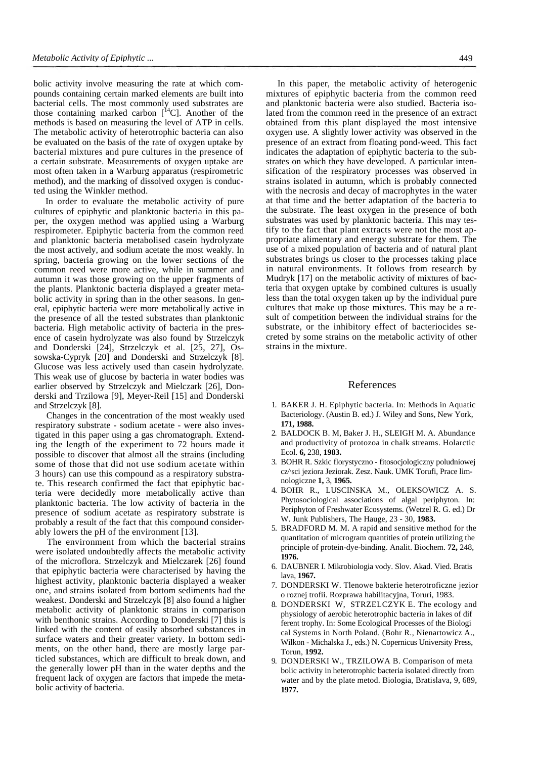bolic activity involve measuring the rate at which compounds containing certain marked elements are built into bacterial cells. The most commonly used substrates are those containing marked carbon [$^{14}C$]. Another of the methods is based on measuring the level of ATP in cells. The metabolic activity of heterotrophic bacteria can also be evaluated on the basis of the rate of oxygen uptake by bacterial mixtures and pure cultures in the presence of a certain substrate. Measurements of oxygen uptake are most often taken in a Warburg apparatus (respirometric method), and the marking of dissolved oxygen is conducted using the Winkler method.

In order to evaluate the metabolic activity of pure cultures of epiphytic and planktonic bacteria in this paper, the oxygen method was applied using a Warburg respirometer. Epiphytic bacteria from the common reed and planktonic bacteria metabolised casein hydrolyzate the most actively, and sodium acetate the most weakly. In spring, bacteria growing on the lower sections of the common reed were more active, while in summer and autumn it was those growing on the upper fragments of the plants. Planktonic bacteria displayed a greater metabolic activity in spring than in the other seasons. In general, epiphytic bacteria were more metabolically active in the presence of all the tested substrates than planktonic bacteria. High metabolic activity of bacteria in the presence of casein hydrolyzate was also found by Strzelczyk and Donderski [24], Strzelczyk et al. [25, 27], Ossowska-Cypryk [20] and Donderski and Strzelczyk [8]. Glucose was less actively used than casein hydrolyzate. This weak use of glucose by bacteria in water bodies was earlier observed by Strzelczyk and Mielczark [26], Donderski and Trzilowa [9], Meyer-Reil [15] and Donderski and Strzelczyk [8].

Changes in the concentration of the most weakly used respiratory substrate - sodium acetate - were also investigated in this paper using a gas chromatograph. Extending the length of the experiment to 72 hours made it possible to discover that almost all the strains (including some of those that did not use sodium acetate within 3 hours) can use this compound as a respiratory substrate. This research confirmed the fact that epiphytic bacteria were decidedly more metabolically active than planktonic bacteria. The low activity of bacteria in the presence of sodium acetate as respiratory substrate is probably a result of the fact that this compound considerably lowers the pH of the environment [13].

The environment from which the bacterial strains were isolated undoubtedly affects the metabolic activity of the microflora. Strzelczyk and Mielczarek [26] found that epiphytic bacteria were characterised by having the highest activity, planktonic bacteria displayed a weaker one, and strains isolated from bottom sediments had the weakest. Donderski and Strzelczyk [8] also found a higher metabolic activity of planktonic strains in comparison with benthonic strains. According to Donderski [7] this is linked with the content of easily absorbed substances in surface waters and their greater variety. In bottom sediments, on the other hand, there are mostly large particled substances, which are difficult to break down, and the generally lower pH than in the water depths and the frequent lack of oxygen are factors that impede the metabolic activity of bacteria.

In this paper, the metabolic activity of heterogenic mixtures of epiphytic bacteria from the common reed and planktonic bacteria were also studied. Bacteria isolated from the common reed in the presence of an extract obtained from this plant displayed the most intensive oxygen use. A slightly lower activity was observed in the presence of an extract from floating pond-weed. This fact indicates the adaptation of epiphytic bacteria to the substrates on which they have developed. A particular intensification of the respiratory processes was observed in strains isolated in autumn, which is probably connected with the necrosis and decay of macrophytes in the water at that time and the better adaptation of the bacteria to the substrate. The least oxygen in the presence of both substrates was used by planktonic bacteria. This may testify to the fact that plant extracts were not the most appropriate alimentary and energy substrate for them. The use of a mixed population of bacteria and of natural plant substrates brings us closer to the processes taking place in natural environments. It follows from research by Mudryk [17] on the metabolic activity of mixtures of bacteria that oxygen uptake by combined cultures is usually less than the total oxygen taken up by the individual pure cultures that make up those mixtures. This may be a result of competition between the individual strains for the substrate, or the inhibitory effect of bacteriocides secreted by some strains on the metabolic activity of other strains in the mixture.

## References

1. BAKER J. H. Epiphytic bacteria. In: Methods in Aquatic Bacteriology. (Austin B. ed.) J. Wiley and Sons, New York, **171, 1988.**
2. BALDOCK B. M, Baker J. H., SLEIGH M. A. Abundance and productivity of protozoa in chalk streams. Holarctic Ecol. **6,** 238, **1983.**
3. BOHR R. Szkic florystyczno - fitosocjologiczny poludniowej cz^sci jeziora Jeziorak. Zesz. Nauk. UMK Torufi, Prace limnologiczne **1,** 3, **1965.**
4. BOHR R., LUSCINSKA M., OLEKSOWICZ A. S. Phytosociological associations of algal periphyton. In: Periphyton of Freshwater Ecosystems. (Wetzel R. G. ed.) Dr W. Junk Publishers, The Hauge, 23 - 30, **1983.**
5. BRADFORD M. M. A rapid and sensitive method for the quantitation of microgram quantities of protein utilizing the principle of protein-dye-binding. Analit. Biochem. **72,** 248, **1976.**
6. DAUBNER I. Mikrobiologia vody. Slov. Akad. Vied. Bratis lava, **1967.**
7. DONDERSKI W. Tlenowe bakterie heterotroficzne jezior o roznej trofii. Rozprawa habilitacyjna, Toruri, 1983.
8. DONDERSKI W, STRZELCZYK E. The ecology and physiology of aerobic heterotrophic bacteria in lakes of dif ferent trophy. In: Some Ecological Processes of the Biologi cal Systems in North Poland. (Bohr R., Nienartowicz A., Wilkon - Michalska J., eds.) N. Copernicus University Press, Torun, **1992.**
9. DONDERSKI W., TRZILOWA B. Comparison of meta bolic activity in heterotrophic bacteria isolated directly from water and by the plate metod. Biologia, Bratislava, 9, 689, **1977.**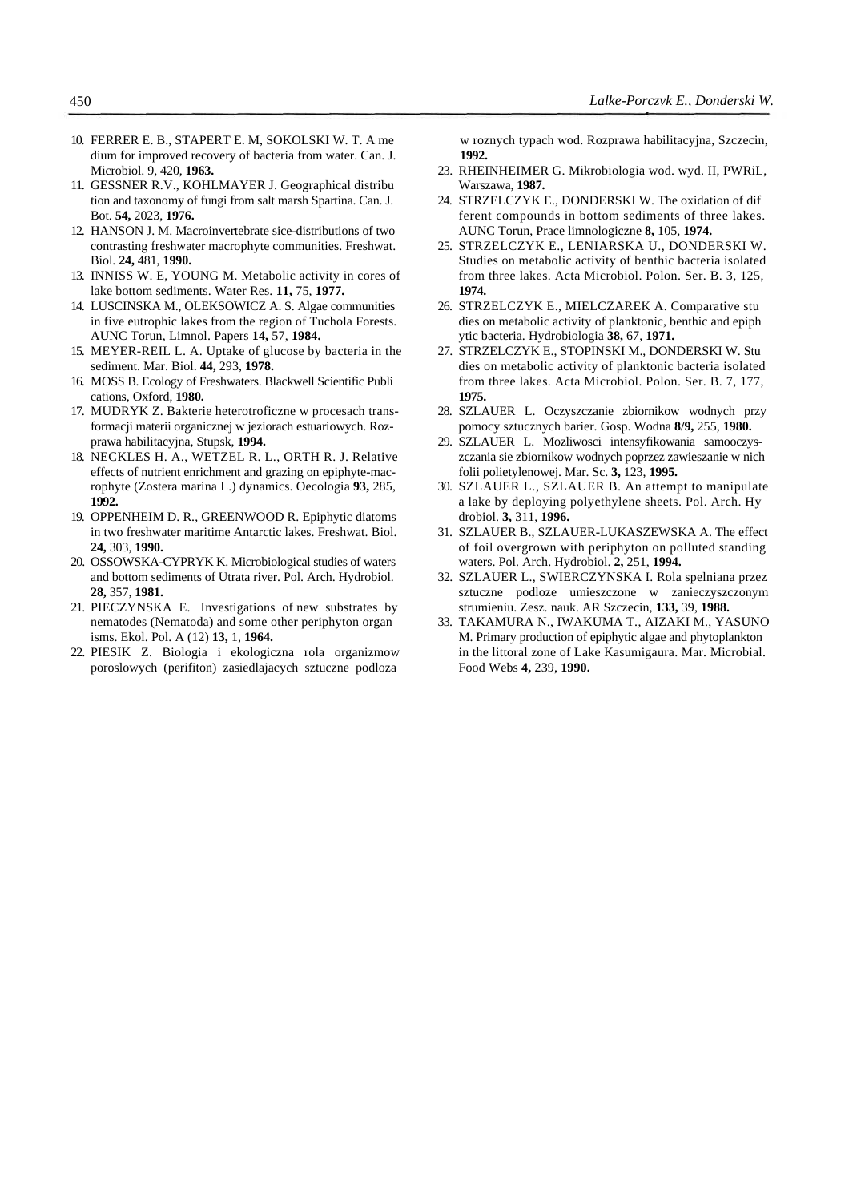10. FERRER E. B., STAPERT E. M, SOKOLSKI W. T. A medium for improved recovery of bacteria from water. Can. J. Microbiol. 9, 420, **1963.**
11. GESSNER R.V., KOHLMAYER J. Geographical distribution and taxonomy of fungi from salt marsh Spartina. Can. J. Bot. **54,** 2023, **1976.**
12. HANSON J. M. Macroinvertebrate sice-distributions of two contrasting freshwater macrophyte communities. Freshwat. Biol. **24,** 481, **1990.**
13. INNISS W. E, YOUNG M. Metabolic activity in cores of lake bottom sediments. Water Res. **11,** 75, **1977.**
14. LUSCINSKA M., OLEKSOWICZ A. S. Algae communities in five eutrophic lakes from the region of Tuchola Forests. AUNC Torun, Limnol. Papers **14,** 57, **1984.**
15. MEYER-REIL L. A. Uptake of glucose by bacteria in the sediment. Mar. Biol. **44,** 293, **1978.**
16. MOSS B. Ecology of Freshwaters. Blackwell Scientific Publications, Oxford, **1980.**
17. MUDRYK Z. Bakterie heterotroficzne w procesach transformacji materii organicznej w jeziorach estuariowych. Rozprawa habilitacyjna, Stupsk, **1994.**
18. NECKLES H. A., WETZEL R. L., ORTH R. J. Relative effects of nutrient enrichment and grazing on epiphyte-macrophyte (Zostera marina L.) dynamics. Oecologia **93,** 285, **1992.**
19. OPPENHEIM D. R., GREENWOOD R. Epiphytic diatoms in two freshwater maritime Antarctic lakes. Freshwat. Biol. **24,** 303, **1990.**
20. OSSOWSKA-CYPRYK K. Microbiological studies of waters and bottom sediments of Utrata river. Pol. Arch. Hydrobiol. **28,** 357, **1981.**
21. PIECZYNSKA E. Investigations of new substrates by nematodes (Nematoda) and some other periphyton organisms. Ekol. Pol. A (12) **13,** 1, **1964.**
22. PIESIK Z. Biologia i ekologiczna rola organizmow poroslowych (perifiton) zasiedlajacych sztuczne podloza w roznych typach wod. Rozprawa habilitacyjna, Szczecin, **1992.**
23. RHEINHEIMER G. Mikrobiologia wod. wyd. II, PWRiL, Warszawa, **1987.**
24. STRZELCZYK E., DONDERSKI W. The oxidation of different compounds in bottom sediments of three lakes. AUNC Torun, Prace limnologiczne **8,** 105, **1974.**
25. STRZELCZYK E., LENIARSKA U., DONDERSKI W. Studies on metabolic activity of benthic bacteria isolated from three lakes. Acta Microbiol. Polon. Ser. B. 3, 125, **1974.**
26. STRZELCZYK E., MIELCZAREK A. Comparative studies on metabolic activity of planktonic, benthic and epiphytic bacteria. Hydrobiologia **38,** 67, **1971.**
27. STRZELCZYK E., STOPINSKI M., DONDERSKI W. Studies on metabolic activity of planktonic bacteria isolated from three lakes. Acta Microbiol. Polon. Ser. B. 7, 177, **1975.**
28. SZLAUER L. Oczyszczanie zbiornikow wodnych przy pomocy sztucznych barier. Gosp. Wodna **8/9,** 255, **1980.**
29. SZLAUER L. Mozliwosci intensyfikowania samooczyszczania sie zbiornikow wodnych poprzez zawieszanie w nich folii polietylenowej. Mar. Sc. **3,** 123, **1995.**
30. SZLAUER L., SZLAUER B. An attempt to manipulate a lake by deploying polyethylene sheets. Pol. Arch. Hydrobiol. **3,** 311, **1996.**
31. SZLAUER B., SZLAUER-LUKASZEWSKA A. The effect of foil overgrown with periphyton on polluted standing waters. Pol. Arch. Hydrobiol. **2,** 251, **1994.**
32. SZLAUER L., SWIERCZYNSKA I. Rola spelniana przez sztuczne podloze umieszczone w zanieczyszczonym strumieniu. Zesz. nauk. AR Szczecin, **133,** 39, **1988.**
33. TAKAMURA N., IWAKUMA T., AIZAKI M., YASUNO M. Primary production of epiphytic algae and phytoplankton in the littoral zone of Lake Kasumigaura. Mar. Microbial. Food Webs **4,** 239, **1990.**